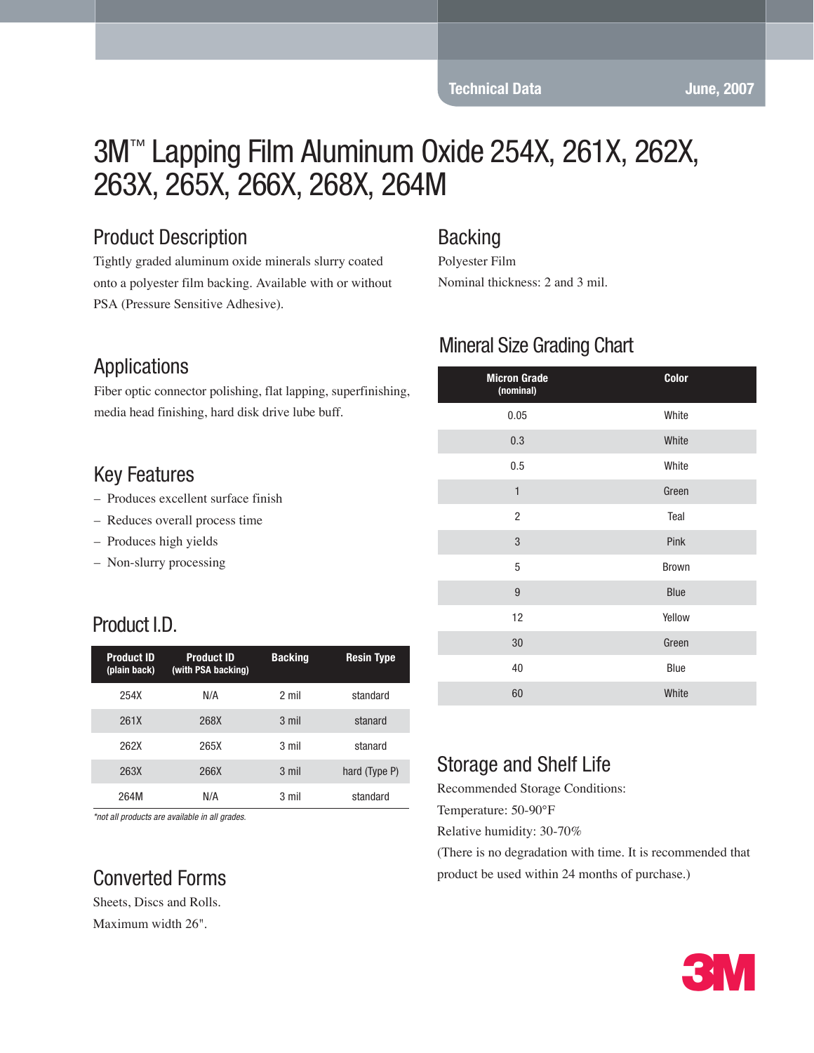Technical Data June, 2007

# 3M™ Lapping Film Aluminum Oxide 254X, 261X, 262X, 263X, 265X, 266X, 268X, 264M

## Product Description

Tightly graded aluminum oxide minerals slurry coated onto a polyester film backing. Available with or without PSA (Pressure Sensitive Adhesive).

## Applications

Fiber optic connector polishing, flat lapping, superfinishing, media head finishing, hard disk drive lube buff.

## Key Features

- Produces excellent surface finish
- Reduces overall process time
- Produces high yields
- Non-slurry processing

## Product I.D.

| Product ID (plain back) | Product ID (with PSA backing) | Backing | Resin Type |
|---|---|---|---|
| 254X | N/A | 2 mil | standard |
| 261X | 268X | 3 mil | stanard |
| 262X | 265X | 3 mil | stanard |
| 263X | 266X | 3 mil | hard (Type P) |
| 264M | N/A | 3 mil | standard |

*not all products are available in all grades.*

## Converted Forms

Sheets, Discs and Rolls.

Maximum width 26".

## Backing

Polyester Film

Nominal thickness: 2 and 3 mil.

## Mineral Size Grading Chart

| Micron Grade (nominal) | Color |
|---|---|
| 0.05 | White |
| 0.3 | White |
| 0.5 | White |
| 1 | Green |
| 2 | Teal |
| 3 | Pink |
| 5 | Brown |
| 9 | Blue |
| 12 | Yellow |
| 30 | Green |
| 40 | Blue |
| 60 | White |

## Storage and Shelf Life

Recommended Storage Conditions:

Temperature: 50-90°F

Relative humidity: 30-70%

(There is no degradation with time. It is recommended that product be used within 24 months of purchase.)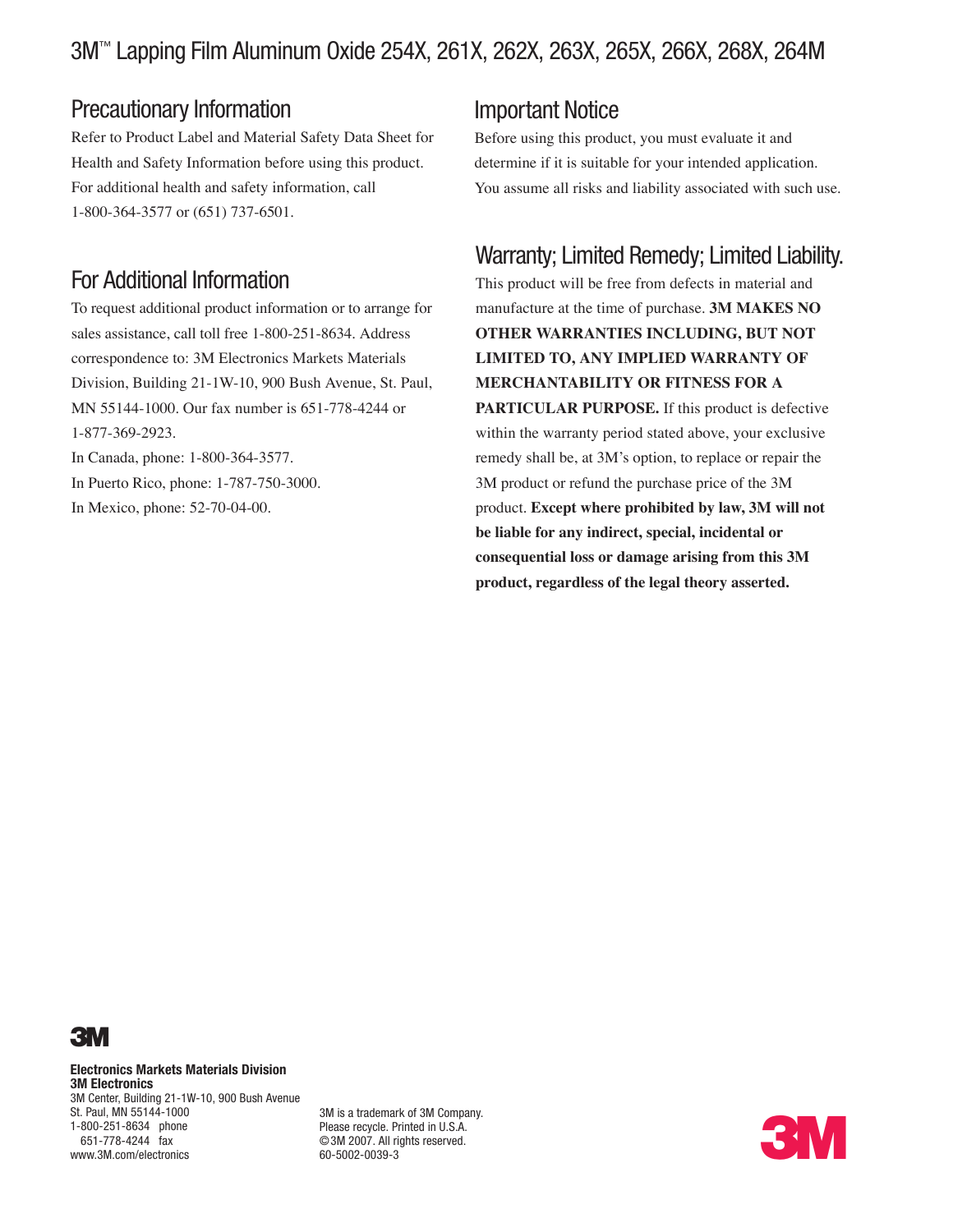# 3M™ Lapping Film Aluminum Oxide 254X, 261X, 262X, 263X, 265X, 266X, 268X, 264M

## Precautionary Information

Refer to Product Label and Material Safety Data Sheet for Health and Safety Information before using this product. For additional health and safety information, call 1-800-364-3577 or (651) 737-6501.

## For Additional Information

To request additional product information or to arrange for sales assistance, call toll free 1-800-251-8634. Address correspondence to: 3M Electronics Markets Materials Division, Building 21-1W-10, 900 Bush Avenue, St. Paul, MN 55144-1000. Our fax number is 651-778-4244 or 1-877-369-2923.

In Canada, phone: 1-800-364-3577.

In Puerto Rico, phone: 1-787-750-3000.

In Mexico, phone: 52-70-04-00.

## Important Notice

Before using this product, you must evaluate it and determine if it is suitable for your intended application. You assume all risks and liability associated with such use.

## Warranty; Limited Remedy; Limited Liability.

This product will be free from defects in material and manufacture at the time of purchase. **3M MAKES NO OTHER WARRANTIES INCLUDING, BUT NOT LIMITED TO, ANY IMPLIED WARRANTY OF MERCHANTABILITY OR FITNESS FOR A PARTICULAR PURPOSE.** If this product is defective within the warranty period stated above, your exclusive remedy shall be, at 3M's option, to replace or repair the 3M product or refund the purchase price of the 3M product. **Except where prohibited by law, 3M will not be liable for any indirect, special, incidental or consequential loss or damage arising from this 3M product, regardless of the legal theory asserted.**

3M

**Electronics Markets Materials Division**
**3M Electronics**
3M Center, Building 21-1W-10, 900 Bush Avenue
St. Paul, MN 55144-1000
1-800-251-8634 phone
651-778-4244 fax
www.3M.com/electronics

3M is a trademark of 3M Company.
Please recycle. Printed in U.S.A.
©3M 2007. All rights reserved.
60-5002-0039-3

3M